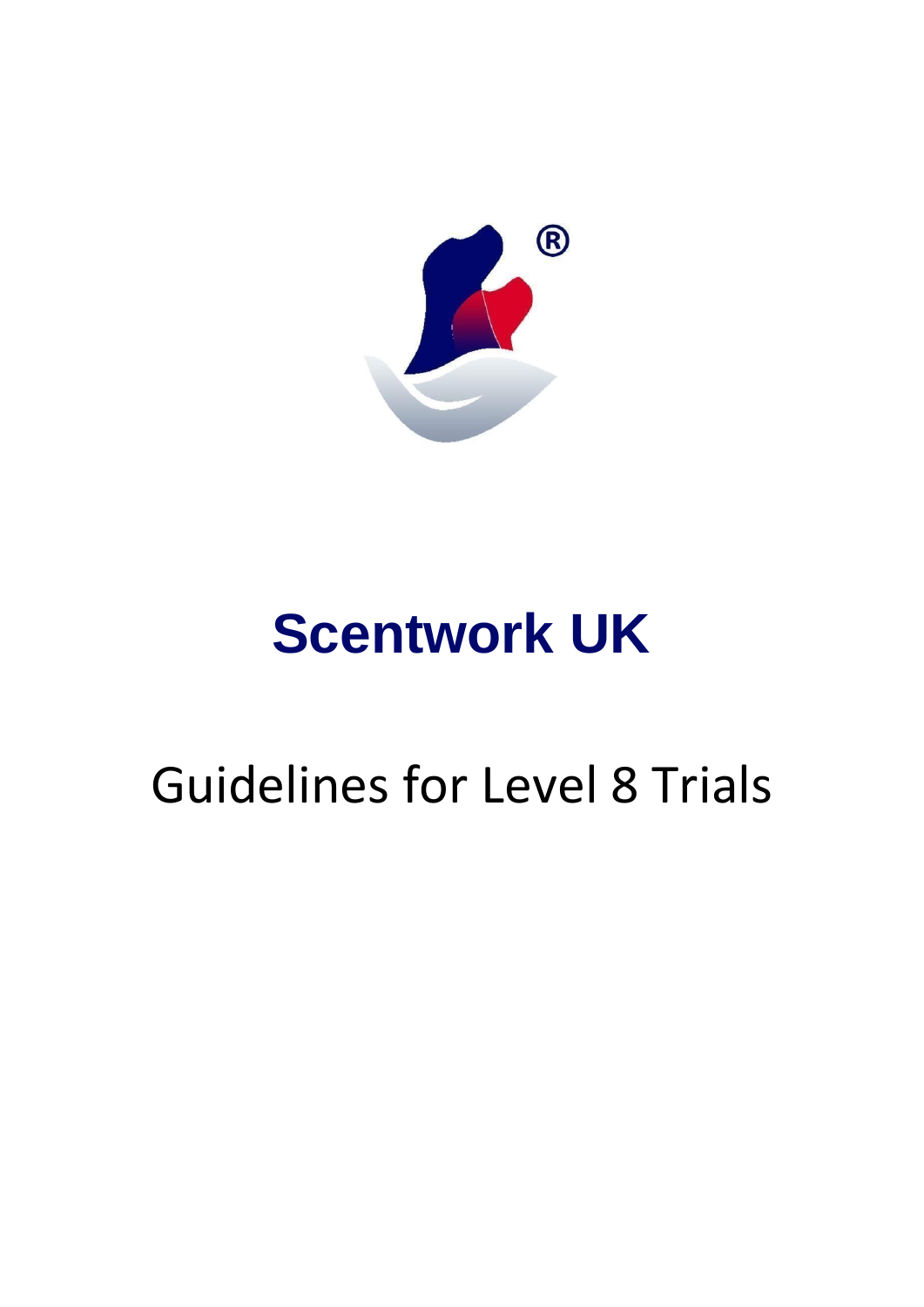# Scentwork UK

## Guidelines for Level 8 Trials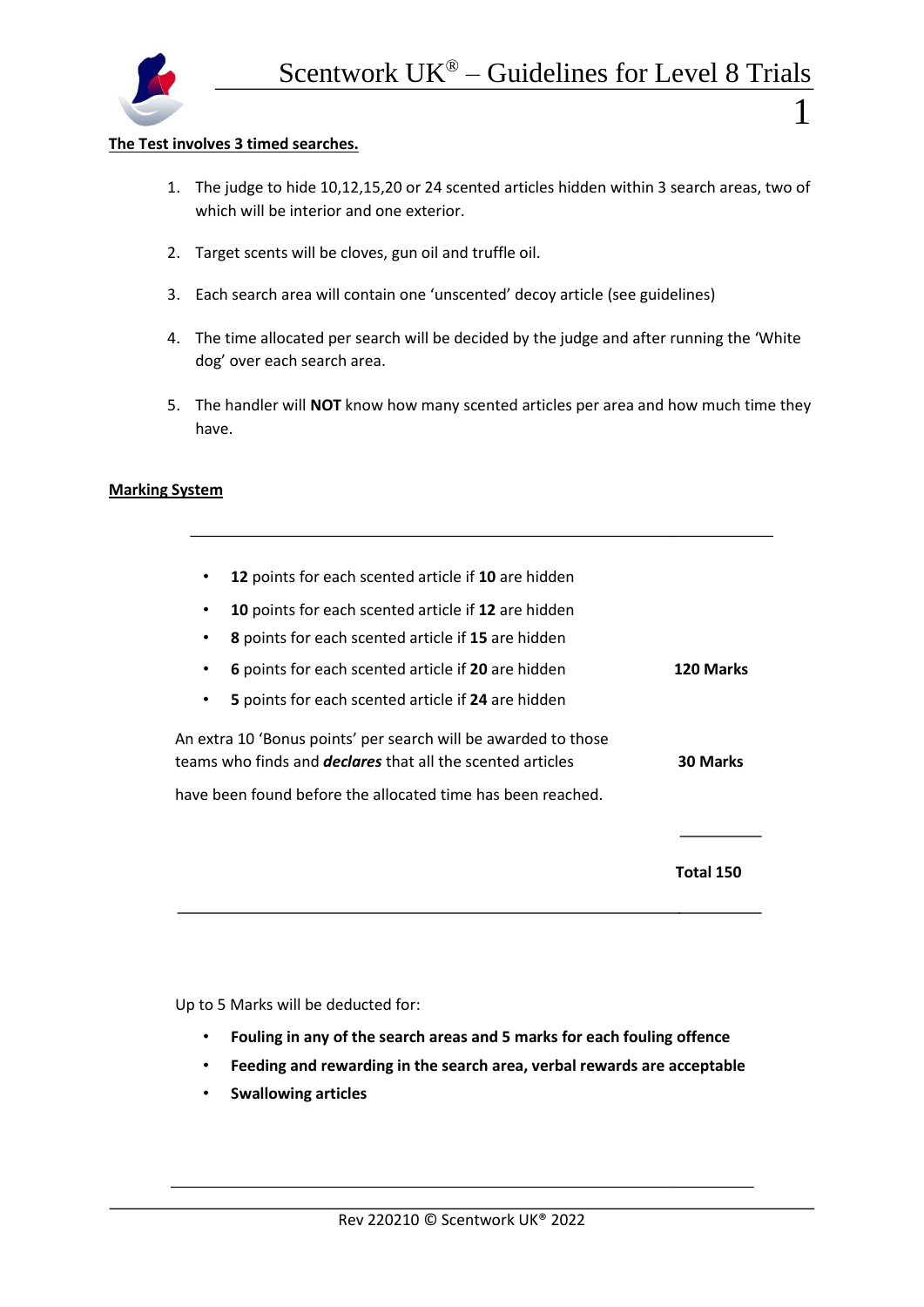**The Test involves 3 timed searches.**

1. The judge to hide 10,12,15,20 or 24 scented articles hidden within 3 search areas, two of which will be interior and one exterior.

2. Target scents will be cloves, gun oil and truffle oil.

3. Each search area will contain one 'unscented' decoy article (see guidelines)

4. The time allocated per search will be decided by the judge and after running the 'White dog' over each search area.

5. The handler will **NOT** know how many scented articles per area and how much time they have.

**Marking System**

| | |
|---|---|
| • **12** points for each scented article if **10** are hidden<br>• **10** points for each scented article if **12** are hidden<br>• **8** points for each scented article if **15** are hidden<br>• **6** points for each scented article if **20** are hidden<br>• **5** points for each scented article if **24** are hidden | **120 Marks** |
| An extra 10 'Bonus points' per search will be awarded to those teams who finds and ***declares*** that all the scented articles have been found before the allocated time has been reached. | **30 Marks** |
| | **Total 150** |

Up to 5 Marks will be deducted for:

- **Fouling in any of the search areas and 5 marks for each fouling offence**
- **Feeding and rewarding in the search area, verbal rewards are acceptable**
- **Swallowing articles**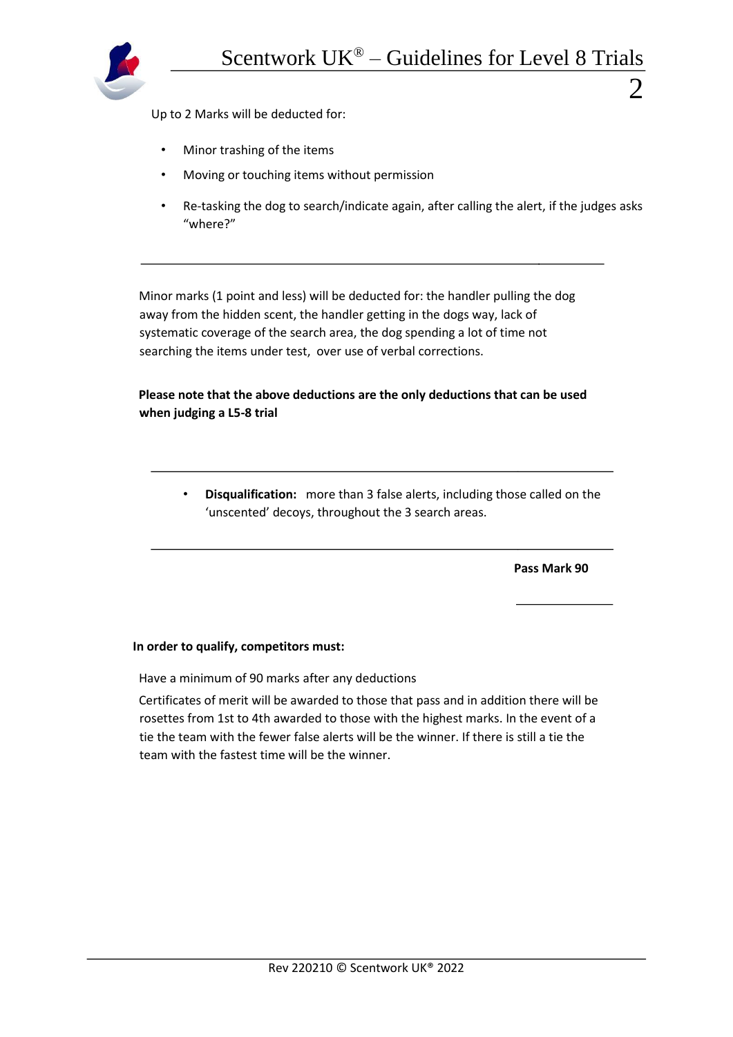Up to 2 Marks will be deducted for:

- Minor trashing of the items
- Moving or touching items without permission
- Re-tasking the dog to search/indicate again, after calling the alert, if the judges asks "where?"

---

Minor marks (1 point and less) will be deducted for: the handler pulling the dog away from the hidden scent, the handler getting in the dogs way, lack of systematic coverage of the search area, the dog spending a lot of time not searching the items under test, over use of verbal corrections.

**Please note that the above deductions are the only deductions that can be used when judging a L5-8 trial**

---

- **Disqualification:** more than 3 false alerts, including those called on the 'unscented' decoys, throughout the 3 search areas.

---

**Pass Mark 90**

**In order to qualify, competitors must:**

Have a minimum of 90 marks after any deductions

Certificates of merit will be awarded to those that pass and in addition there will be rosettes from 1st to 4th awarded to those with the highest marks. In the event of a tie the team with the fewer false alerts will be the winner. If there is still a tie the team with the fastest time will be the winner.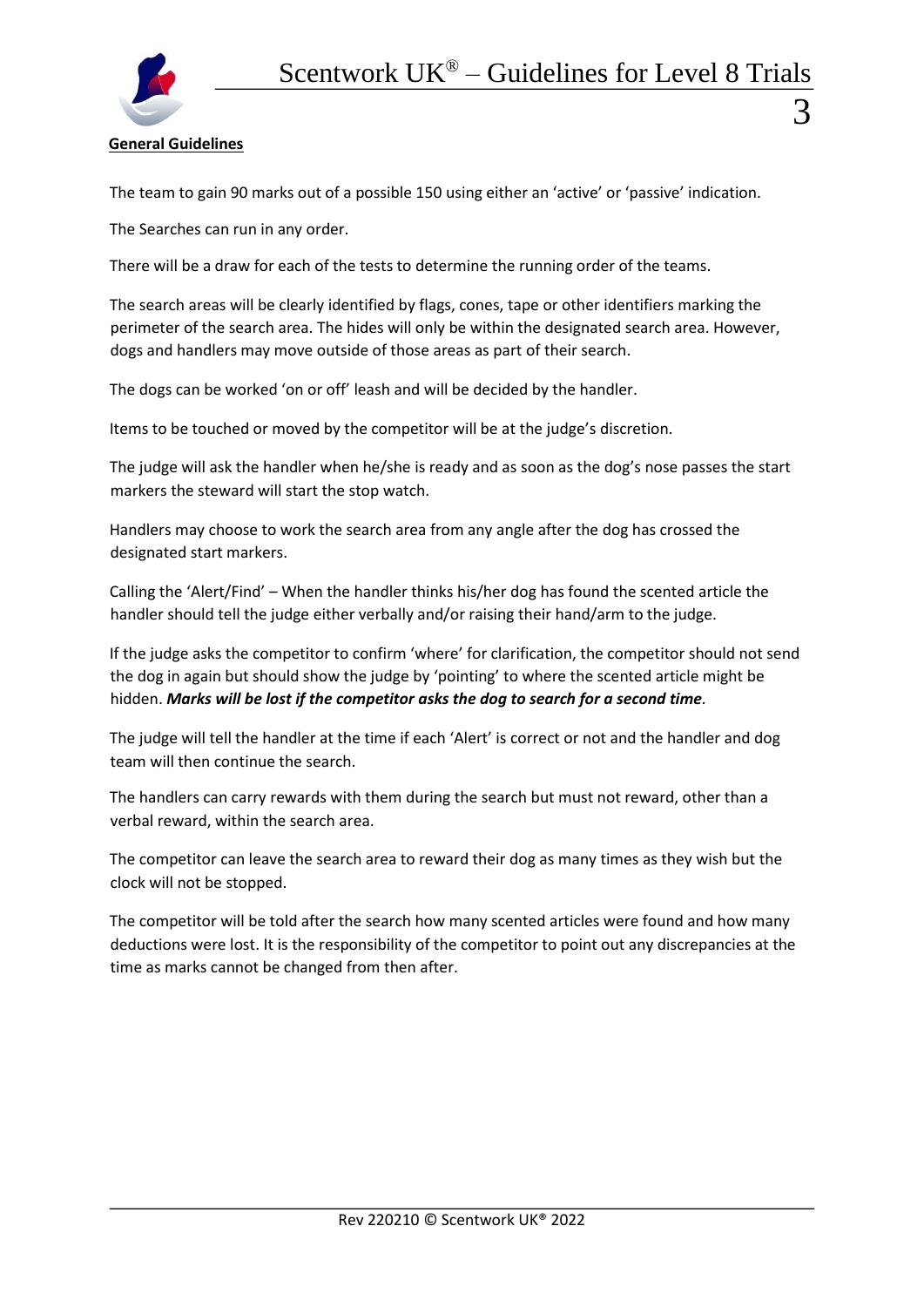## General Guidelines

The team to gain 90 marks out of a possible 150 using either an 'active' or 'passive' indication.

The Searches can run in any order.

There will be a draw for each of the tests to determine the running order of the teams.

The search areas will be clearly identified by flags, cones, tape or other identifiers marking the perimeter of the search area. The hides will only be within the designated search area. However, dogs and handlers may move outside of those areas as part of their search.

The dogs can be worked 'on or off' leash and will be decided by the handler.

Items to be touched or moved by the competitor will be at the judge's discretion.

The judge will ask the handler when he/she is ready and as soon as the dog's nose passes the start markers the steward will start the stop watch.

Handlers may choose to work the search area from any angle after the dog has crossed the designated start markers.

Calling the 'Alert/Find' – When the handler thinks his/her dog has found the scented article the handler should tell the judge either verbally and/or raising their hand/arm to the judge.

If the judge asks the competitor to confirm 'where' for clarification, the competitor should not send the dog in again but should show the judge by 'pointing' to where the scented article might be hidden. ***Marks will be lost if the competitor asks the dog to search for a second time***.

The judge will tell the handler at the time if each 'Alert' is correct or not and the handler and dog team will then continue the search.

The handlers can carry rewards with them during the search but must not reward, other than a verbal reward, within the search area.

The competitor can leave the search area to reward their dog as many times as they wish but the clock will not be stopped.

The competitor will be told after the search how many scented articles were found and how many deductions were lost. It is the responsibility of the competitor to point out any discrepancies at the time as marks cannot be changed from then after.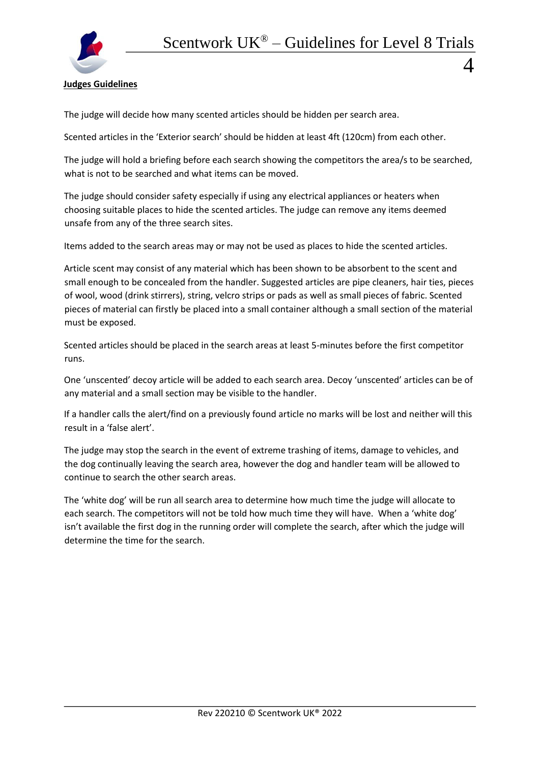**Judges Guidelines**

The judge will decide how many scented articles should be hidden per search area.

Scented articles in the 'Exterior search' should be hidden at least 4ft (120cm) from each other.

The judge will hold a briefing before each search showing the competitors the area/s to be searched, what is not to be searched and what items can be moved.

The judge should consider safety especially if using any electrical appliances or heaters when choosing suitable places to hide the scented articles. The judge can remove any items deemed unsafe from any of the three search sites.

Items added to the search areas may or may not be used as places to hide the scented articles.

Article scent may consist of any material which has been shown to be absorbent to the scent and small enough to be concealed from the handler. Suggested articles are pipe cleaners, hair ties, pieces of wool, wood (drink stirrers), string, velcro strips or pads as well as small pieces of fabric. Scented pieces of material can firstly be placed into a small container although a small section of the material must be exposed.

Scented articles should be placed in the search areas at least 5-minutes before the first competitor runs.

One 'unscented' decoy article will be added to each search area. Decoy 'unscented' articles can be of any material and a small section may be visible to the handler.

If a handler calls the alert/find on a previously found article no marks will be lost and neither will this result in a 'false alert'.

The judge may stop the search in the event of extreme trashing of items, damage to vehicles, and the dog continually leaving the search area, however the dog and handler team will be allowed to continue to search the other search areas.

The 'white dog' will be run all search area to determine how much time the judge will allocate to each search. The competitors will not be told how much time they will have. When a 'white dog' isn't available the first dog in the running order will complete the search, after which the judge will determine the time for the search.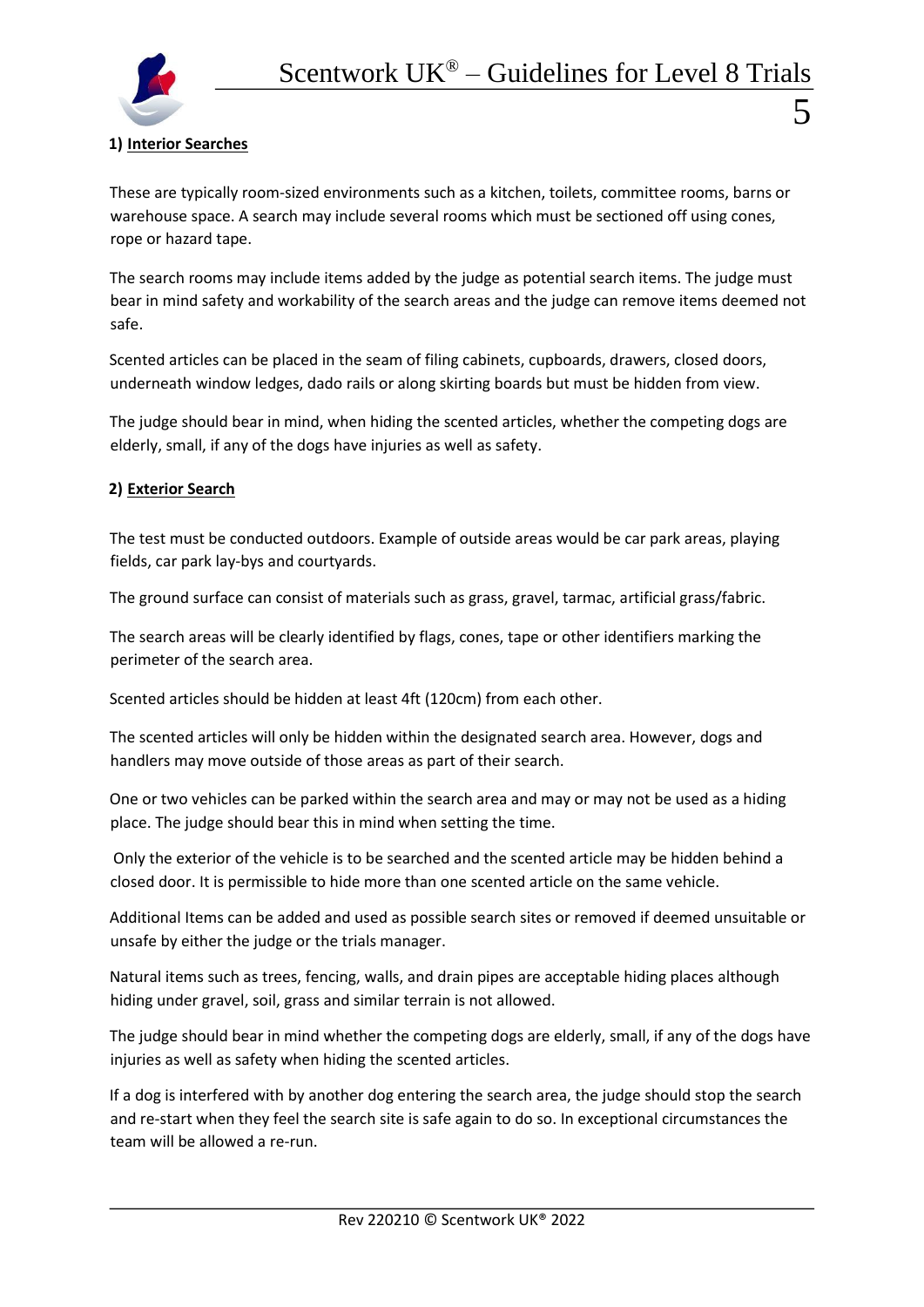### 1) Interior Searches

These are typically room-sized environments such as a kitchen, toilets, committee rooms, barns or warehouse space. A search may include several rooms which must be sectioned off using cones, rope or hazard tape.

The search rooms may include items added by the judge as potential search items. The judge must bear in mind safety and workability of the search areas and the judge can remove items deemed not safe.

Scented articles can be placed in the seam of filing cabinets, cupboards, drawers, closed doors, underneath window ledges, dado rails or along skirting boards but must be hidden from view.

The judge should bear in mind, when hiding the scented articles, whether the competing dogs are elderly, small, if any of the dogs have injuries as well as safety.

### 2) Exterior Search

The test must be conducted outdoors. Example of outside areas would be car park areas, playing fields, car park lay-bys and courtyards.

The ground surface can consist of materials such as grass, gravel, tarmac, artificial grass/fabric.

The search areas will be clearly identified by flags, cones, tape or other identifiers marking the perimeter of the search area.

Scented articles should be hidden at least 4ft (120cm) from each other.

The scented articles will only be hidden within the designated search area. However, dogs and handlers may move outside of those areas as part of their search.

One or two vehicles can be parked within the search area and may or may not be used as a hiding place. The judge should bear this in mind when setting the time.

Only the exterior of the vehicle is to be searched and the scented article may be hidden behind a closed door. It is permissible to hide more than one scented article on the same vehicle.

Additional Items can be added and used as possible search sites or removed if deemed unsuitable or unsafe by either the judge or the trials manager.

Natural items such as trees, fencing, walls, and drain pipes are acceptable hiding places although hiding under gravel, soil, grass and similar terrain is not allowed.

The judge should bear in mind whether the competing dogs are elderly, small, if any of the dogs have injuries as well as safety when hiding the scented articles.

If a dog is interfered with by another dog entering the search area, the judge should stop the search and re-start when they feel the search site is safe again to do so. In exceptional circumstances the team will be allowed a re-run.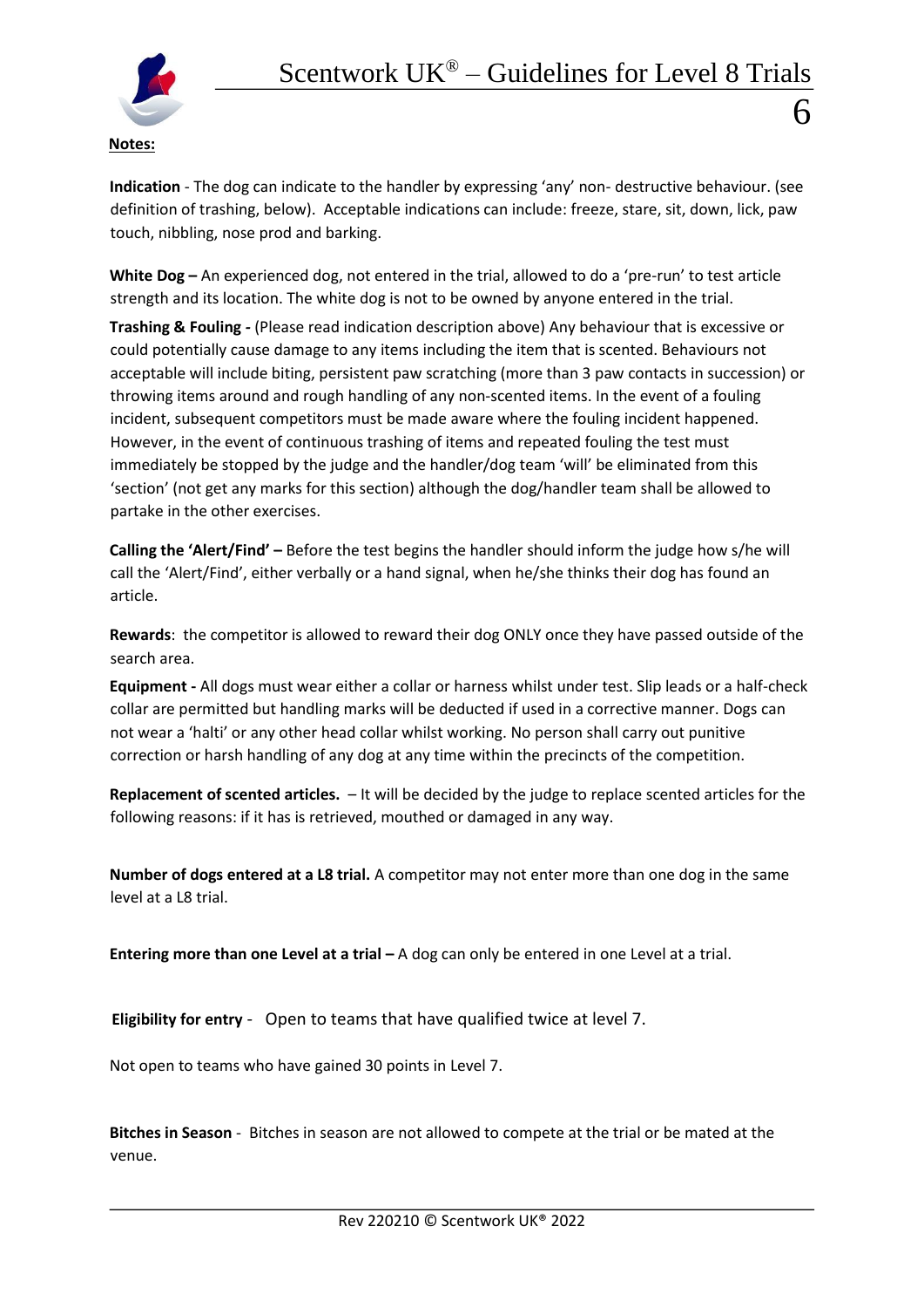**Notes:**

**Indication** - The dog can indicate to the handler by expressing 'any' non- destructive behaviour. (see definition of trashing, below). Acceptable indications can include: freeze, stare, sit, down, lick, paw touch, nibbling, nose prod and barking.

**White Dog –** An experienced dog, not entered in the trial, allowed to do a 'pre-run' to test article strength and its location. The white dog is not to be owned by anyone entered in the trial.

**Trashing & Fouling -** (Please read indication description above) Any behaviour that is excessive or could potentially cause damage to any items including the item that is scented. Behaviours not acceptable will include biting, persistent paw scratching (more than 3 paw contacts in succession) or throwing items around and rough handling of any non-scented items. In the event of a fouling incident, subsequent competitors must be made aware where the fouling incident happened. However, in the event of continuous trashing of items and repeated fouling the test must immediately be stopped by the judge and the handler/dog team 'will' be eliminated from this 'section' (not get any marks for this section) although the dog/handler team shall be allowed to partake in the other exercises.

**Calling the 'Alert/Find' –** Before the test begins the handler should inform the judge how s/he will call the 'Alert/Find', either verbally or a hand signal, when he/she thinks their dog has found an article.

**Rewards**: the competitor is allowed to reward their dog ONLY once they have passed outside of the search area.

**Equipment -** All dogs must wear either a collar or harness whilst under test. Slip leads or a half-check collar are permitted but handling marks will be deducted if used in a corrective manner. Dogs can not wear a 'halti' or any other head collar whilst working. No person shall carry out punitive correction or harsh handling of any dog at any time within the precincts of the competition.

**Replacement of scented articles.** – It will be decided by the judge to replace scented articles for the following reasons: if it has is retrieved, mouthed or damaged in any way.

**Number of dogs entered at a L8 trial.** A competitor may not enter more than one dog in the same level at a L8 trial.

**Entering more than one Level at a trial –** A dog can only be entered in one Level at a trial.

**Eligibility for entry** - Open to teams that have qualified twice at level 7.

Not open to teams who have gained 30 points in Level 7.

**Bitches in Season** - Bitches in season are not allowed to compete at the trial or be mated at the venue.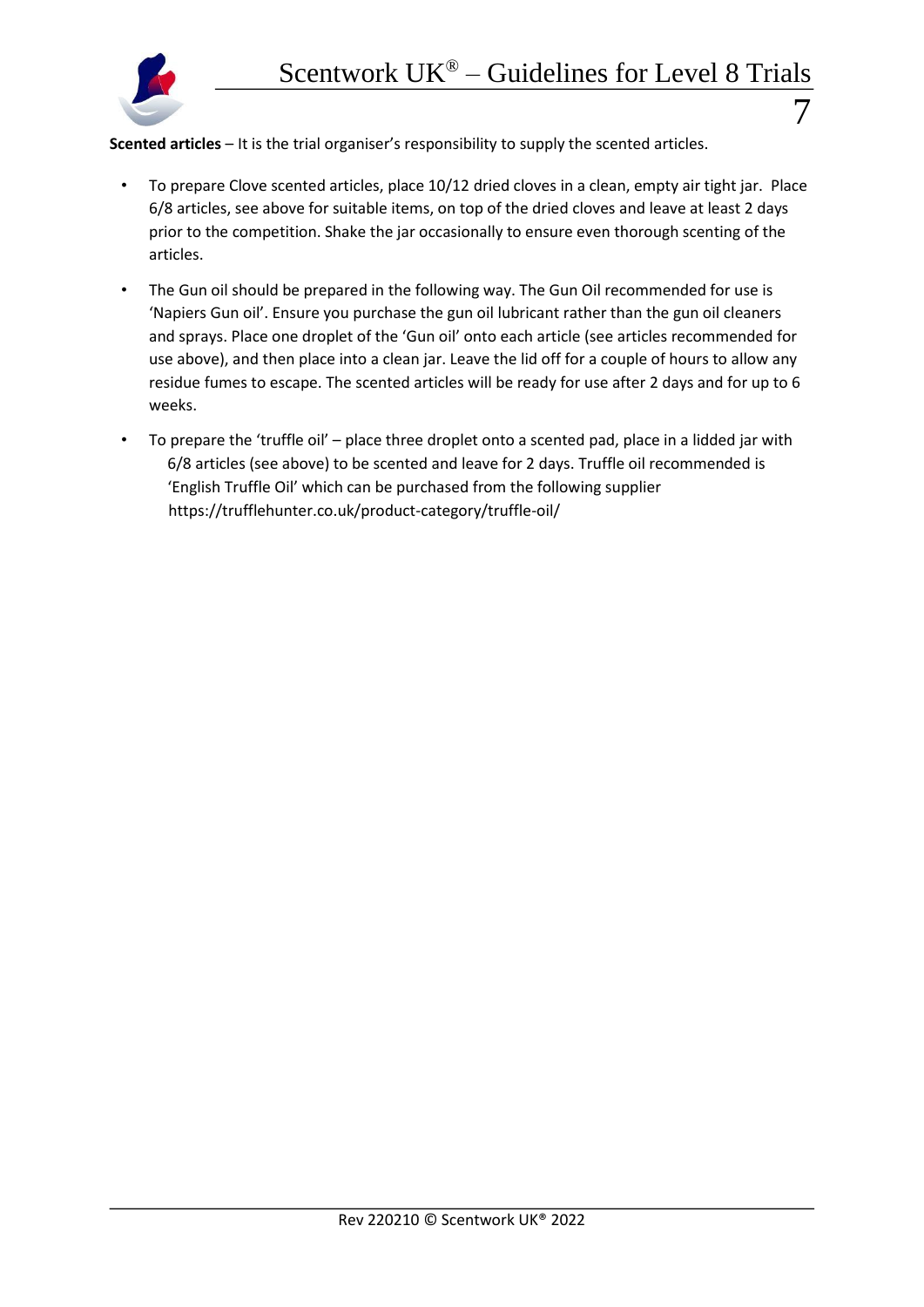**Scented articles** – It is the trial organiser's responsibility to supply the scented articles.

- To prepare Clove scented articles, place 10/12 dried cloves in a clean, empty air tight jar. Place 6/8 articles, see above for suitable items, on top of the dried cloves and leave at least 2 days prior to the competition. Shake the jar occasionally to ensure even thorough scenting of the articles.
- The Gun oil should be prepared in the following way. The Gun Oil recommended for use is 'Napiers Gun oil'. Ensure you purchase the gun oil lubricant rather than the gun oil cleaners and sprays. Place one droplet of the 'Gun oil' onto each article (see articles recommended for use above), and then place into a clean jar. Leave the lid off for a couple of hours to allow any residue fumes to escape. The scented articles will be ready for use after 2 days and for up to 6 weeks.
- To prepare the 'truffle oil' – place three droplet onto a scented pad, place in a lidded jar with 6/8 articles (see above) to be scented and leave for 2 days. Truffle oil recommended is 'English Truffle Oil' which can be purchased from the following supplier https://trufflehunter.co.uk/product-category/truffle-oil/